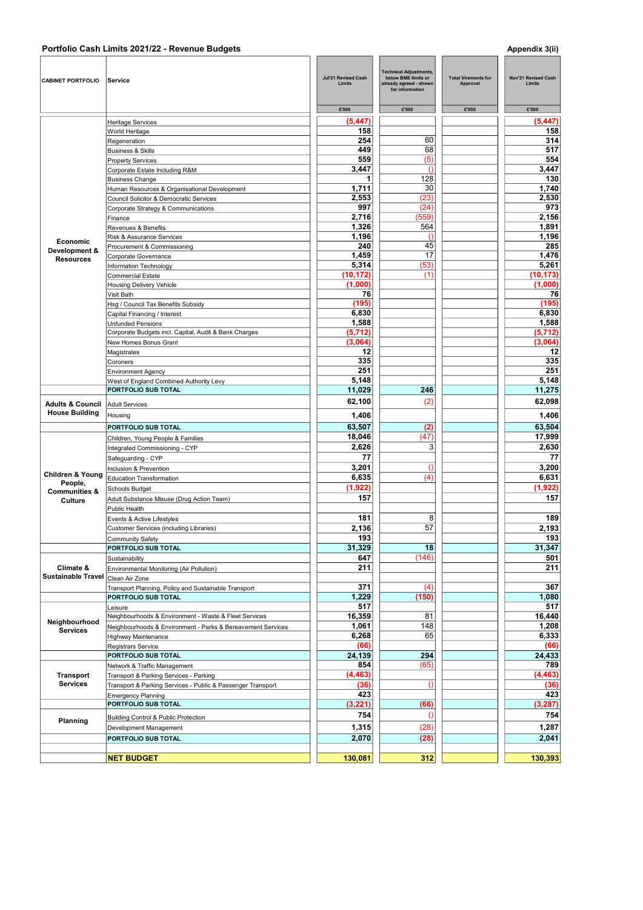## Portfolio Cash Limits 2021/22 - Revenue Budgets

Appendix 3(ii)

| CABINET PORTFOLIO | Service | Jul'21 Revised Cash Limits | Technical Adjustments, below BMS limits or already agreed - shown for information | Total Virements for Approval | Nov'21 Revised Cash Limits |
|---|---|---|---|---|---|
| | | £'000 | £'000 | £'000 | £'000 |
| Economic Development & Resources | Heritage Services | (5,447) | | | (5,447) |
| | World Heritage | 158 | | | 158 |
| | Regeneration | 254 | 60 | | 314 |
| | Business & Skills | 449 | 68 | | 517 |
| | Property Services | 559 | (5) | | 554 |
| | Corporate Estate Including R&M | 3,447 | () | | 3,447 |
| | Business Change | 1 | 128 | | 130 |
| | Human Resources & Organisational Development | 1,711 | 30 | | 1,740 |
| | Council Solicitor & Democratic Services | 2,553 | (23) | | 2,530 |
| | Corporate Strategy & Communications | 997 | (24) | | 973 |
| | Finance | 2,716 | (559) | | 2,156 |
| | Revenues & Benefits | 1,326 | 564 | | 1,891 |
| | Risk & Assurance Services | 1,196 | () | | 1,196 |
| | Procurement & Commissioning | 240 | 45 | | 285 |
| | Corporate Governance | 1,459 | 17 | | 1,476 |
| | Information Technology | 5,314 | (53) | | 5,261 |
| | Commercial Estate | (10,172) | (1) | | (10,173) |
| | Housing Delivery Vehicle | (1,000) | | | (1,000) |
| | Visit Bath | 76 | | | 76 |
| | Hsg / Council Tax Benefits Subsidy | (195) | | | (195) |
| | Capital Financing / Interest | 6,830 | | | 6,830 |
| | Unfunded Pensions | 1,588 | | | 1,588 |
| | Corporate Budgets incl. Capital, Audit & Bank Charges | (5,712) | | | (5,712) |
| | New Homes Bonus Grant | (3,064) | | | (3,064) |
| | Magistrates | 12 | | | 12 |
| | Coroners | 335 | | | 335 |
| | Environment Agency | 251 | | | 251 |
| | West of England Combined Authority Levy | 5,148 | | | 5,148 |
| | **PORTFOLIO SUB TOTAL** | **11,029** | **246** | | **11,275** |
| Adults & Council House Building | Adult Services | 62,100 | (2) | | 62,098 |
| | Housing | 1,406 | | | 1,406 |
| | **PORTFOLIO SUB TOTAL** | **63,507** | **(2)** | | **63,504** |
| Children & Young People, Communities & Culture | Children, Young People & Families | 18,046 | (47) | | 17,999 |
| | Integrated Commissioning - CYP | 2,626 | 3 | | 2,630 |
| | Safeguarding - CYP | 77 | | | 77 |
| | Inclusion & Prevention | 3,201 | () | | 3,200 |
| | Education Transformation | 6,635 | (4) | | 6,631 |
| | Schools Budget | (1,922) | | | (1,922) |
| | Adult Substance Misuse (Drug Action Team) | 157 | | | 157 |
| | Public Health | | | | |
| | Events & Active Lifestyles | 181 | 8 | | 189 |
| | Customer Services (including Libraries) | 2,136 | 57 | | 2,193 |
| | Community Safety | 193 | | | 193 |
| | **PORTFOLIO SUB TOTAL** | **31,329** | **18** | | **31,347** |
| Climate & Sustainable Travel | Sustainability | 647 | (146) | | 501 |
| | Environmental Monitoring (Air Pollution) | 211 | | | 211 |
| | Clean Air Zone | | | | |
| | Transport Planning, Policy and Sustainable Transport | 371 | (4) | | 367 |
| | **PORTFOLIO SUB TOTAL** | **1,229** | **(150)** | | **1,080** |
| Neighbourhood Services | Leisure | 517 | | | 517 |
| | Neighbourhoods & Environment - Waste & Fleet Services | 16,359 | 81 | | 16,440 |
| | Neighbourhoods & Environment - Parks & Bereavement Services | 1,061 | 148 | | 1,208 |
| | Highway Maintenance | 6,268 | 65 | | 6,333 |
| | Registrars Service | (66) | | | (66) |
| | **PORTFOLIO SUB TOTAL** | **24,139** | **294** | | **24,433** |
| Transport Services | Network & Traffic Management | 854 | (65) | | 789 |
| | Transport & Parking Services - Parking | (4,463) | | | (4,463) |
| | Transport & Parking Services - Public & Passenger Transport | (36) | () | | (36) |
| | Emergency Planning | 423 | | | 423 |
| | **PORTFOLIO SUB TOTAL** | **(3,221)** | **(66)** | | **(3,287)** |
| Planning | Building Control & Public Protection | 754 | () | | 754 |
| | Development Management | 1,315 | (28) | | 1,287 |
| | **PORTFOLIO SUB TOTAL** | **2,070** | **(28)** | | **2,041** |
| | **NET BUDGET** | **130,081** | **312** | | **130,393** |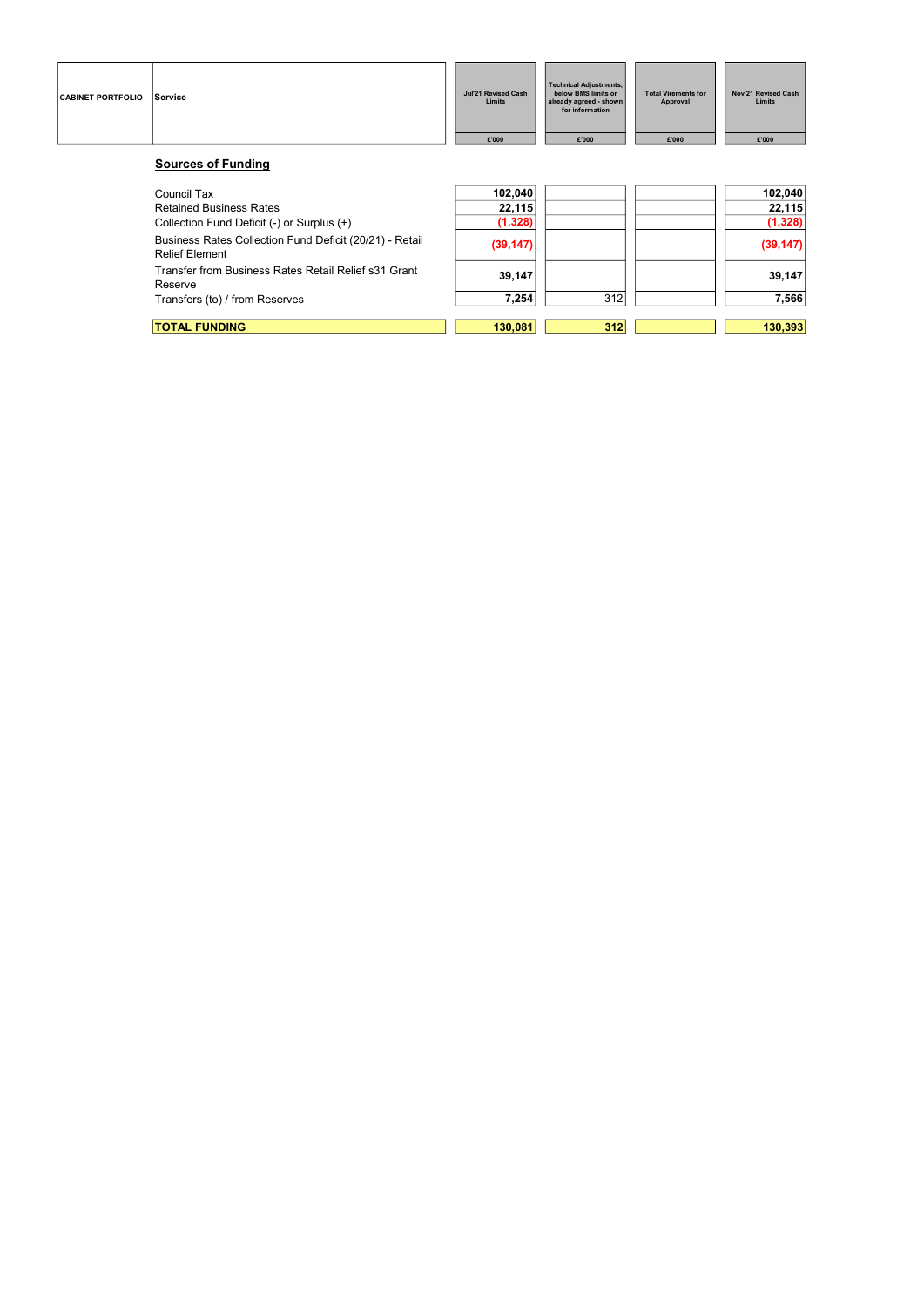| CABINET PORTFOLIO | Service | Jul'21 Revised Cash Limits £'000 | Technical Adjustments, below BMS limits or already agreed - shown for information £'000 | Total Virements for Approval £'000 | Nov'21 Revised Cash Limits £'000 |
|---|---|---|---|---|---|
| | **Sources of Funding** | | | | |
| | Council Tax | 102,040 | | | 102,040 |
| | Retained Business Rates | 22,115 | | | 22,115 |
| | Collection Fund Deficit (-) or Surplus (+) | (1,328) | | | (1,328) |
| | Business Rates Collection Fund Deficit (20/21) - Retail Relief Element | (39,147) | | | (39,147) |
| | Transfer from Business Rates Retail Relief s31 Grant Reserve | 39,147 | | | 39,147 |
| | Transfers (to) / from Reserves | 7,254 | 312 | | 7,566 |
| | **TOTAL FUNDING** | **130,081** | **312** | | **130,393** |